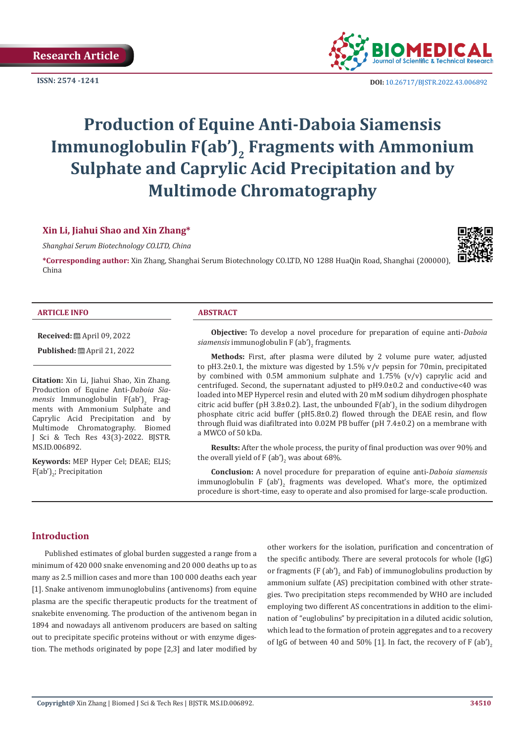Research Article

ISSN: 2574 -1241

DOI: 10.26717/BJSTR.2022.43.006892

# Production of Equine Anti-Daboia Siamensis Immunoglobulin F(ab')$_2$ Fragments with Ammonium Sulphate and Caprylic Acid Precipitation and by Multimode Chromatography

**Xin Li, Jiahui Shao and Xin Zhang***

*Shanghai Serum Biotechnology CO.LTD, China*

***Corresponding author:** Xin Zhang, Shanghai Serum Biotechnology CO.LTD, NO 1288 HuaQin Road, Shanghai (200000), China

## ARTICLE INFO

**Received:** April 09, 2022

**Published:** April 21, 2022

**Citation:** Xin Li, Jiahui Shao, Xin Zhang. Production of Equine Anti-*Daboia Siamensis* Immunoglobulin F(ab')$_2$ Fragments with Ammonium Sulphate and Caprylic Acid Precipitation and by Multimode Chromatography. Biomed J Sci & Tech Res 43(3)-2022. BJSTR. MS.ID.006892.

**Keywords:** MEP Hyper Cel; DEAE; ELIS; F(ab')$_2$; Precipitation

## ABSTRACT

**Objective:** To develop a novel procedure for preparation of equine anti-*Daboia siamensis* immunoglobulin F (ab')$_2$ fragments.

**Methods:** First, after plasma were diluted by 2 volume pure water, adjusted to pH3.2±0.1, the mixture was digested by 1.5% v/v pepsin for 70min, precipitated by combined with 0.5M ammonium sulphate and 1.75% (v/v) caprylic acid and centrifuged. Second, the supernatant adjusted to pH9.0±0.2 and conductive<40 was loaded into MEP Hypercel resin and eluted with 20 mM sodium dihydrogen phosphate citric acid buffer (pH 3.8±0.2). Last, the unbounded F(ab')$_2$ in the sodium dihydrogen phosphate citric acid buffer (pH5.8±0.2) flowed through the DEAE resin, and flow through fluid was diafiltrated into 0.02M PB buffer (pH 7.4±0.2) on a membrane with a MWCO of 50 kDa.

**Results:** After the whole process, the purity of final production was over 90% and the overall yield of F (ab')$_2$ was about 68%.

**Conclusion:** A novel procedure for preparation of equine anti-*Daboia siamensis* immunoglobulin F (ab')$_2$ fragments was developed. What's more, the optimized procedure is short-time, easy to operate and also promised for large-scale production.

## Introduction

Published estimates of global burden suggested a range from a minimum of 420 000 snake envenoming and 20 000 deaths up to as many as 2.5 million cases and more than 100 000 deaths each year [1]. Snake antivenom immunoglobulins (antivenoms) from equine plasma are the specific therapeutic products for the treatment of snakebite envenoming. The production of the antivenom began in 1894 and nowadays all antivenom producers are based on salting out to precipitate specific proteins without or with enzyme digestion. The methods originated by pope [2,3] and later modified by other workers for the isolation, purification and concentration of the specific antibody. There are several protocols for whole (IgG) or fragments (F (ab')$_2$ and Fab) of immunoglobulins production by ammonium sulfate (AS) precipitation combined with other strategies. Two precipitation steps recommended by WHO are included employing two different AS concentrations in addition to the elimination of "euglobulins" by precipitation in a diluted acidic solution, which lead to the formation of protein aggregates and to a recovery of IgG of between 40 and 50% [1]. In fact, the recovery of F (ab')$_2$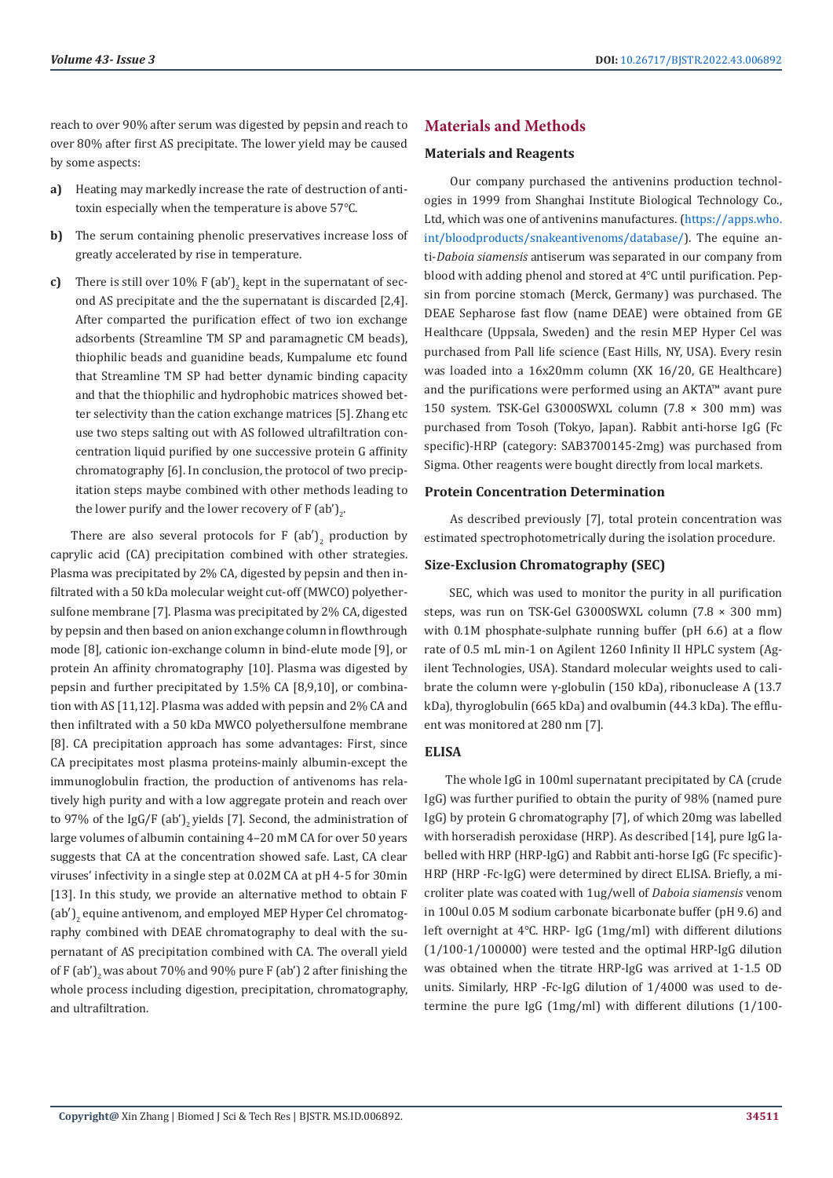reach to over 90% after serum was digested by pepsin and reach to over 80% after first AS precipitate. The lower yield may be caused by some aspects:

a) Heating may markedly increase the rate of destruction of antitoxin especially when the temperature is above 57°C.

b) The serum containing phenolic preservatives increase loss of greatly accelerated by rise in temperature.

c) There is still over 10% F $(ab')_2$ kept in the supernatant of second AS precipitate and the the supernatant is discarded [2,4]. After comparted the purification effect of two ion exchange adsorbents (Streamline TM SP and paramagnetic CM beads), thiophilic beads and guanidine beads, Kumpalume etc found that Streamline TM SP had better dynamic binding capacity and that the thiophilic and hydrophobic matrices showed better selectivity than the cation exchange matrices [5]. Zhang etc use two steps salting out with AS followed ultrafiltration concentration liquid purified by one successive protein G affinity chromatography [6]. In conclusion, the protocol of two precipitation steps maybe combined with other methods leading to the lower purify and the lower recovery of F $(ab')_2$.

There are also several protocols for F $(ab')_2$ production by caprylic acid (CA) precipitation combined with other strategies. Plasma was precipitated by 2% CA, digested by pepsin and then infiltrated with a 50 kDa molecular weight cut-off (MWCO) polyethersulfone membrane [7]. Plasma was precipitated by 2% CA, digested by pepsin and then based on anion exchange column in flowthrough mode [8], cationic ion-exchange column in bind-elute mode [9], or protein An affinity chromatography [10]. Plasma was digested by pepsin and further precipitated by 1.5% CA [8,9,10], or combination with AS [11,12]. Plasma was added with pepsin and 2% CA and then infiltrated with a 50 kDa MWCO polyethersulfone membrane [8]. CA precipitation approach has some advantages: First, since CA precipitates most plasma proteins-mainly albumin-except the immunoglobulin fraction, the production of antivenoms has relatively high purity and with a low aggregate protein and reach over to 97% of the IgG/F $(ab')_2$ yields [7]. Second, the administration of large volumes of albumin containing 4–20 mM CA for over 50 years suggests that CA at the concentration showed safe. Last, CA clear viruses' infectivity in a single step at 0.02M CA at pH 4-5 for 30min [13]. In this study, we provide an alternative method to obtain F $(ab')_2$ equine antivenom, and employed MEP Hyper Cel chromatography combined with DEAE chromatography to deal with the supernatant of AS precipitation combined with CA. The overall yield of F $(ab')_2$ was about 70% and 90% pure F (ab') 2 after finishing the whole process including digestion, precipitation, chromatography, and ultrafiltration.

## Materials and Methods

### Materials and Reagents

Our company purchased the antivenins production technologies in 1999 from Shanghai Institute Biological Technology Co., Ltd, which was one of antivenins manufactures. (https://apps.who.int/bloodproducts/snakeantivenoms/database/). The equine anti-*Daboia siamensis* antiserum was separated in our company from blood with adding phenol and stored at 4°C until purification. Pepsin from porcine stomach (Merck, Germany) was purchased. The DEAE Sepharose fast flow (name DEAE) were obtained from GE Healthcare (Uppsala, Sweden) and the resin MEP Hyper Cel was purchased from Pall life science (East Hills, NY, USA). Every resin was loaded into a 16x20mm column (XK 16/20, GE Healthcare) and the purifications were performed using an AKTA™ avant pure 150 system. TSK-Gel G3000SWXL column (7.8 × 300 mm) was purchased from Tosoh (Tokyo, Japan). Rabbit anti-horse IgG (Fc specific)-HRP (category: SAB3700145-2mg) was purchased from Sigma. Other reagents were bought directly from local markets.

### Protein Concentration Determination

As described previously [7], total protein concentration was estimated spectrophotometrically during the isolation procedure.

### Size-Exclusion Chromatography (SEC)

SEC, which was used to monitor the purity in all purification steps, was run on TSK-Gel G3000SWXL column (7.8 × 300 mm) with 0.1M phosphate-sulphate running buffer (pH 6.6) at a flow rate of 0.5 mL min-1 on Agilent 1260 Infinity II HPLC system (Agilent Technologies, USA). Standard molecular weights used to calibrate the column were γ-globulin (150 kDa), ribonuclease A (13.7 kDa), thyroglobulin (665 kDa) and ovalbumin (44.3 kDa). The effluent was monitored at 280 nm [7].

### ELISA

The whole IgG in 100ml supernatant precipitated by CA (crude IgG) was further purified to obtain the purity of 98% (named pure IgG) by protein G chromatography [7], of which 20mg was labelled with horseradish peroxidase (HRP). As described [14], pure IgG labelled with HRP (HRP-IgG) and Rabbit anti-horse IgG (Fc specific)-HRP (HRP -Fc-IgG) were determined by direct ELISA. Briefly, a microliter plate was coated with 1ug/well of *Daboia siamensis* venom in 100ul 0.05 M sodium carbonate bicarbonate buffer (pH 9.6) and left overnight at 4°C. HRP- IgG (1mg/ml) with different dilutions (1/100-1/100000) were tested and the optimal HRP-IgG dilution was obtained when the titrate HRP-IgG was arrived at 1-1.5 OD units. Similarly, HRP -Fc-IgG dilution of 1/4000 was used to determine the pure IgG (1mg/ml) with different dilutions (1/100-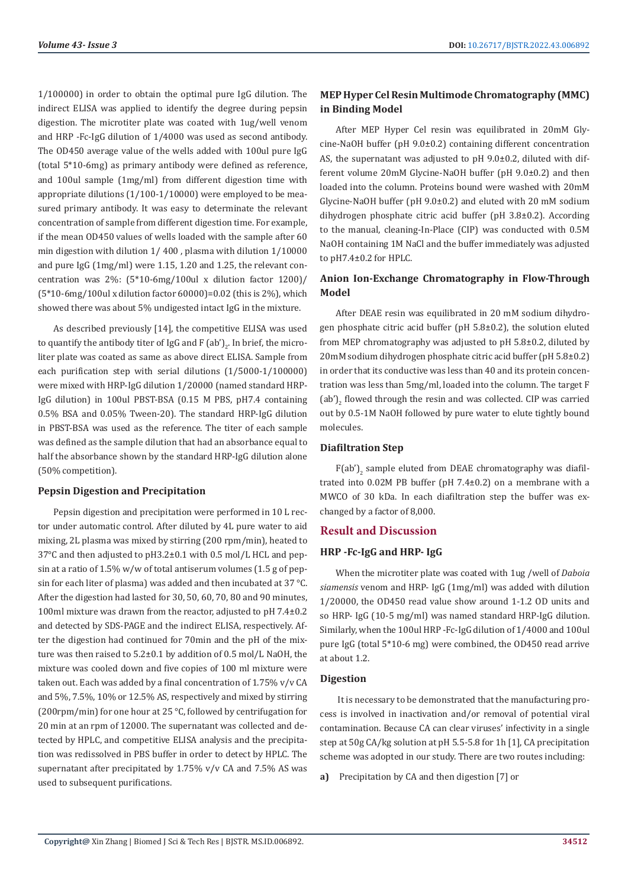1/100000) in order to obtain the optimal pure IgG dilution. The indirect ELISA was applied to identify the degree during pepsin digestion. The microtiter plate was coated with 1ug/well venom and HRP -Fc-IgG dilution of 1/4000 was used as second antibody. The OD450 average value of the wells added with 100ul pure IgG (total 5*10-6mg) as primary antibody were defined as reference, and 100ul sample (1mg/ml) from different digestion time with appropriate dilutions (1/100-1/10000) were employed to be measured primary antibody. It was easy to determinate the relevant concentration of sample from different digestion time. For example, if the mean OD450 values of wells loaded with the sample after 60 min digestion with dilution 1/ 400 , plasma with dilution 1/10000 and pure IgG (1mg/ml) were 1.15, 1.20 and 1.25, the relevant concentration was 2%: (5*10-6mg/100ul x dilution factor 1200)/ (5*10-6mg/100ul x dilution factor 60000)=0.02 (this is 2%), which showed there was about 5% undigested intact IgG in the mixture.

As described previously [14], the competitive ELISA was used to quantify the antibody titer of IgG and F $(ab')_2$. In brief, the microliter plate was coated as same as above direct ELISA. Sample from each purification step with serial dilutions (1/5000-1/100000) were mixed with HRP-IgG dilution 1/20000 (named standard HRP-IgG dilution) in 100ul PBST-BSA (0.15 M PBS, pH7.4 containing 0.5% BSA and 0.05% Tween-20). The standard HRP-IgG dilution in PBST-BSA was used as the reference. The titer of each sample was defined as the sample dilution that had an absorbance equal to half the absorbance shown by the standard HRP-IgG dilution alone (50% competition).

### Pepsin Digestion and Precipitation

Pepsin digestion and precipitation were performed in 10 L rector under automatic control. After diluted by 4L pure water to aid mixing, 2L plasma was mixed by stirring (200 rpm/min), heated to 37°C and then adjusted to pH3.2±0.1 with 0.5 mol/L HCL and pepsin at a ratio of 1.5% w/w of total antiserum volumes (1.5 g of pepsin for each liter of plasma) was added and then incubated at 37 °C. After the digestion had lasted for 30, 50, 60, 70, 80 and 90 minutes, 100ml mixture was drawn from the reactor, adjusted to pH 7.4±0.2 and detected by SDS-PAGE and the indirect ELISA, respectively. After the digestion had continued for 70min and the pH of the mixture was then raised to 5.2±0.1 by addition of 0.5 mol/L NaOH, the mixture was cooled down and five copies of 100 ml mixture were taken out. Each was added by a final concentration of 1.75% v/v CA and 5%, 7.5%, 10% or 12.5% AS, respectively and mixed by stirring (200rpm/min) for one hour at 25 °C, followed by centrifugation for 20 min at an rpm of 12000. The supernatant was collected and detected by HPLC, and competitive ELISA analysis and the precipitation was redissolved in PBS buffer in order to detect by HPLC. The supernatant after precipitated by 1.75% v/v CA and 7.5% AS was used to subsequent purifications.

### MEP Hyper Cel Resin Multimode Chromatography (MMC) in Binding Model

After MEP Hyper Cel resin was equilibrated in 20mM Glycine-NaOH buffer (pH 9.0±0.2) containing different concentration AS, the supernatant was adjusted to pH 9.0±0.2, diluted with different volume 20mM Glycine-NaOH buffer (pH 9.0±0.2) and then loaded into the column. Proteins bound were washed with 20mM Glycine-NaOH buffer (pH 9.0±0.2) and eluted with 20 mM sodium dihydrogen phosphate citric acid buffer (pH 3.8±0.2). According to the manual, cleaning-In-Place (CIP) was conducted with 0.5M NaOH containing 1M NaCl and the buffer immediately was adjusted to pH7.4±0.2 for HPLC.

### Anion Ion-Exchange Chromatography in Flow-Through Model

After DEAE resin was equilibrated in 20 mM sodium dihydrogen phosphate citric acid buffer (pH 5.8±0.2), the solution eluted from MEP chromatography was adjusted to pH 5.8±0.2, diluted by 20mM sodium dihydrogen phosphate citric acid buffer (pH 5.8±0.2) in order that its conductive was less than 40 and its protein concentration was less than 5mg/ml, loaded into the column. The target F $(ab')_2$ flowed through the resin and was collected. CIP was carried out by 0.5-1M NaOH followed by pure water to elute tightly bound molecules.

### Diafiltration Step

$F(ab')_2$ sample eluted from DEAE chromatography was diafiltrated into 0.02M PB buffer (pH 7.4±0.2) on a membrane with a MWCO of 30 kDa. In each diafiltration step the buffer was exchanged by a factor of 8,000.

## Result and Discussion

### HRP -Fc-IgG and HRP- IgG

When the microtiter plate was coated with 1ug /well of *Daboia siamensis* venom and HRP- IgG (1mg/ml) was added with dilution 1/20000, the OD450 read value show around 1-1.2 OD units and so HRP- IgG (10-5 mg/ml) was named standard HRP-IgG dilution. Similarly, when the 100ul HRP -Fc-IgG dilution of 1/4000 and 100ul pure IgG (total 5*10-6 mg) were combined, the OD450 read arrive at about 1.2.

### Digestion

It is necessary to be demonstrated that the manufacturing process is involved in inactivation and/or removal of potential viral contamination. Because CA can clear viruses' infectivity in a single step at 50g CA/kg solution at pH 5.5-5.8 for 1h [1], CA precipitation scheme was adopted in our study. There are two routes including:

**a)** Precipitation by CA and then digestion [7] or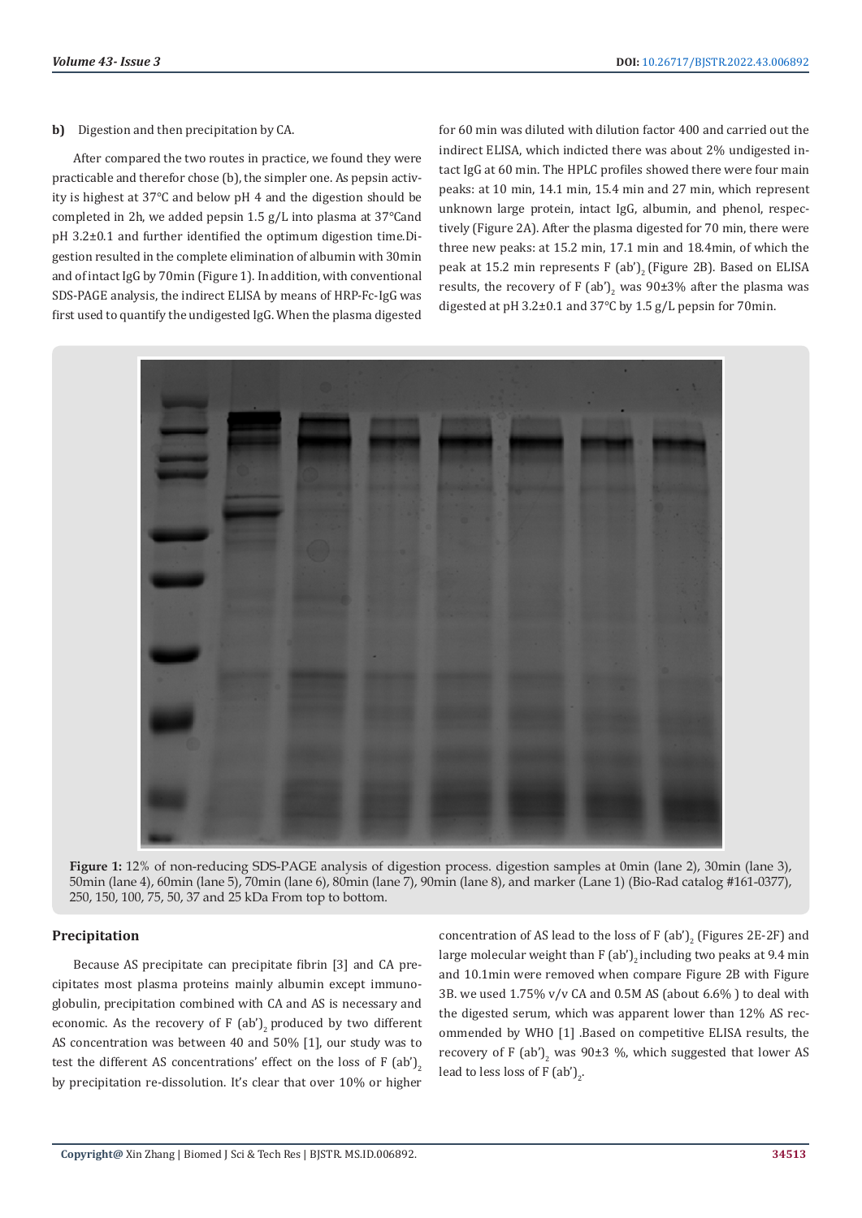b) Digestion and then precipitation by CA.

After compared the two routes in practice, we found they were practicable and therefor chose (b), the simpler one. As pepsin activity is highest at 37°C and below pH 4 and the digestion should be completed in 2h, we added pepsin 1.5 g/L into plasma at 37°Cand pH 3.2±0.1 and further identified the optimum digestion time.Digestion resulted in the complete elimination of albumin with 30min and of intact IgG by 70min (Figure 1). In addition, with conventional SDS-PAGE analysis, the indirect ELISA by means of HRP-Fc-IgG was first used to quantify the undigested IgG. When the plasma digested for 60 min was diluted with dilution factor 400 and carried out the indirect ELISA, which indicted there was about 2% undigested intact IgG at 60 min. The HPLC profiles showed there were four main peaks: at 10 min, 14.1 min, 15.4 min and 27 min, which represent unknown large protein, intact IgG, albumin, and phenol, respectively (Figure 2A). After the plasma digested for 70 min, there were three new peaks: at 15.2 min, 17.1 min and 18.4min, of which the peak at 15.2 min represents F $(ab')_2$ (Figure 2B). Based on ELISA results, the recovery of F $(ab')_2$ was 90±3% after the plasma was digested at pH 3.2±0.1 and 37°C by 1.5 g/L pepsin for 70min.

**Figure 1:** 12% of non-reducing SDS-PAGE analysis of digestion process. digestion samples at 0min (lane 2), 30min (lane 3), 50min (lane 4), 60min (lane 5), 70min (lane 6), 80min (lane 7), 90min (lane 8), and marker (Lane 1) (Bio-Rad catalog #161-0377), 250, 150, 100, 75, 50, 37 and 25 kDa From top to bottom.

## Precipitation

Because AS precipitate can precipitate fibrin [3] and CA precipitates most plasma proteins mainly albumin except immunoglobulin, precipitation combined with CA and AS is necessary and economic. As the recovery of F $(ab')_2$ produced by two different AS concentration was between 40 and 50% [1], our study was to test the different AS concentrations' effect on the loss of F $(ab')_2$ by precipitation re-dissolution. It's clear that over 10% or higher concentration of AS lead to the loss of F $(ab')_2$ (Figures 2E-2F) and large molecular weight than F $(ab')_2$ including two peaks at 9.4 min and 10.1min were removed when compare Figure 2B with Figure 3B. we used 1.75% v/v CA and 0.5M AS (about 6.6% ) to deal with the digested serum, which was apparent lower than 12% AS recommended by WHO [1] .Based on competitive ELISA results, the recovery of F $(ab')_2$ was 90±3 %, which suggested that lower AS lead to less loss of F $(ab')_2$.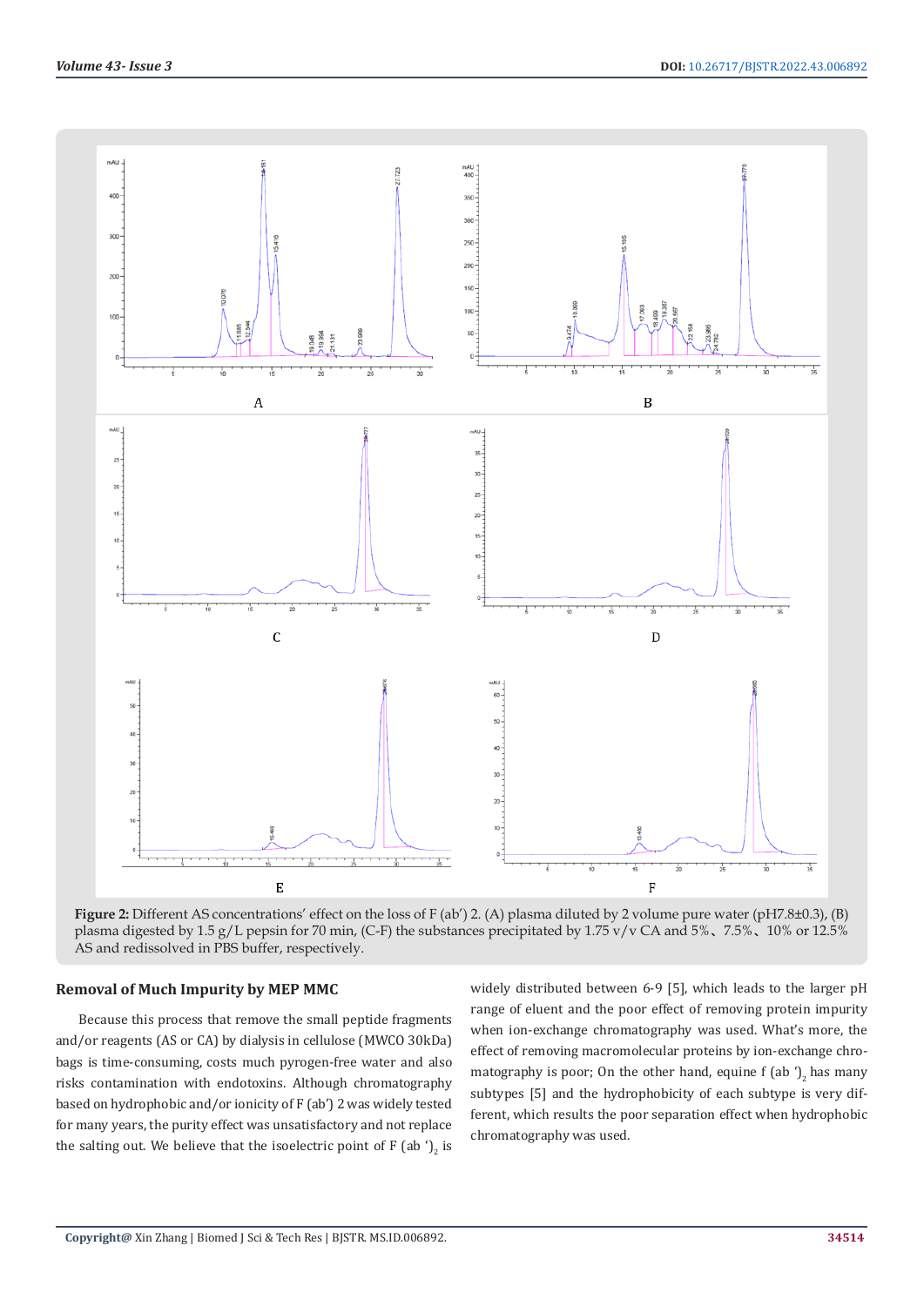**Figure 2:** Different AS concentrations' effect on the loss of F (ab') 2. (A) plasma diluted by 2 volume pure water (pH7.8±0.3), (B) plasma digested by 1.5 g/L pepsin for 70 min, (C-F) the substances precipitated by 1.75 v/v CA and 5%、7.5%、10% or 12.5% AS and redissolved in PBS buffer, respectively.

## Removal of Much Impurity by MEP MMC

Because this process that remove the small peptide fragments and/or reagents (AS or CA) by dialysis in cellulose (MWCO 30kDa) bags is time-consuming, costs much pyrogen-free water and also risks contamination with endotoxins. Although chromatography based on hydrophobic and/or ionicity of F (ab') 2 was widely tested for many years, the purity effect was unsatisfactory and not replace the salting out. We believe that the isoelectric point of F (ab $')_2$ is widely distributed between 6-9 [5], which leads to the larger pH range of eluent and the poor effect of removing protein impurity when ion-exchange chromatography was used. What's more, the effect of removing macromolecular proteins by ion-exchange chromatography is poor; On the other hand, equine f (ab $')_2$ has many subtypes [5] and the hydrophobicity of each subtype is very different, which results the poor separation effect when hydrophobic chromatography was used.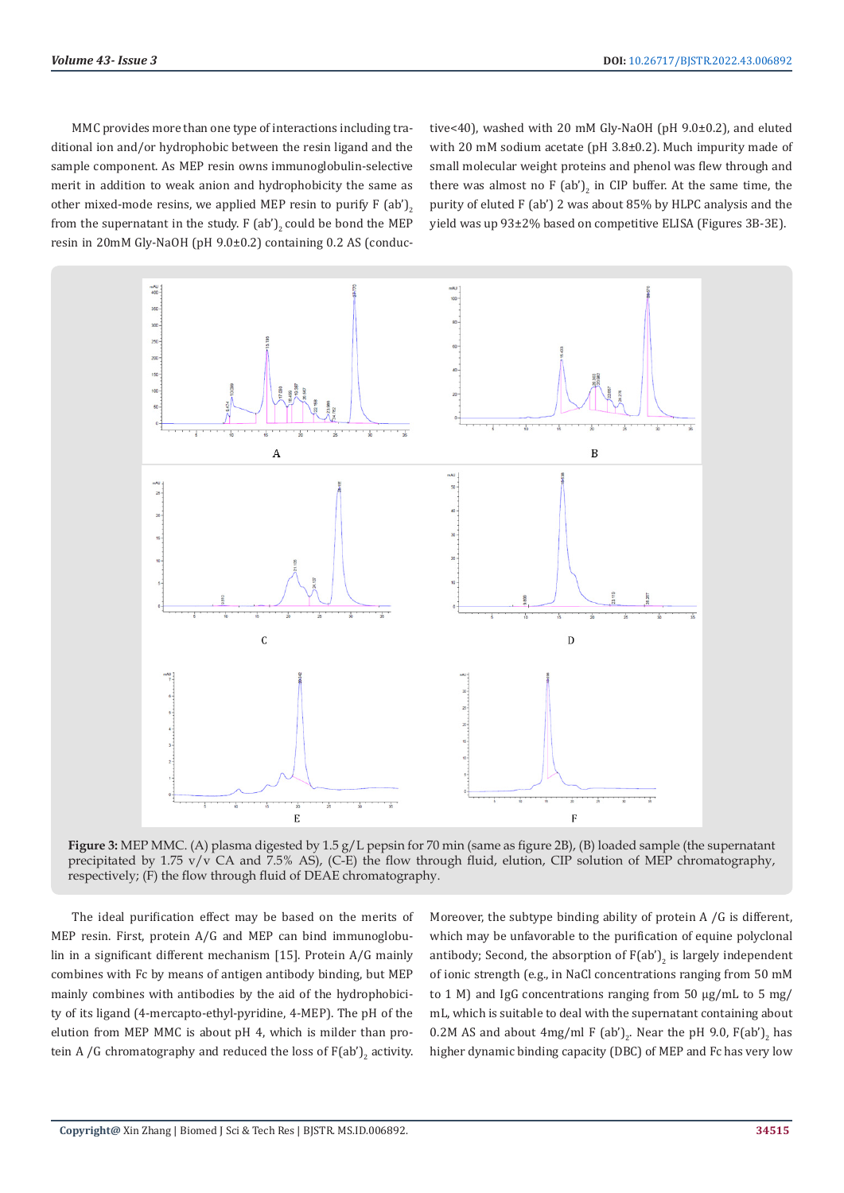MMC provides more than one type of interactions including traditional ion and/or hydrophobic between the resin ligand and the sample component. As MEP resin owns immunoglobulin-selective merit in addition to weak anion and hydrophobicity the same as other mixed-mode resins, we applied MEP resin to purify F $(ab')_2$ from the supernatant in the study. F $(ab')_2$ could be bond the MEP resin in 20mM Gly-NaOH (pH 9.0±0.2) containing 0.2 AS (conductive<40), washed with 20 mM Gly-NaOH (pH 9.0±0.2), and eluted with 20 mM sodium acetate (pH 3.8±0.2). Much impurity made of small molecular weight proteins and phenol was flew through and there was almost no F $(ab')_2$ in CIP buffer. At the same time, the purity of eluted F (ab') 2 was about 85% by HLPC analysis and the yield was up 93±2% based on competitive ELISA (Figures 3B-3E).

**Figure 3:** MEP MMC. (A) plasma digested by 1.5 g/L pepsin for 70 min (same as figure 2B), (B) loaded sample (the supernatant precipitated by 1.75 v/v CA and 7.5% AS), (C-E) the flow through fluid, elution, CIP solution of MEP chromatography, respectively; (F) the flow through fluid of DEAE chromatography.

The ideal purification effect may be based on the merits of MEP resin. First, protein A/G and MEP can bind immunoglobulin in a significant different mechanism [15]. Protein A/G mainly combines with Fc by means of antigen antibody binding, but MEP mainly combines with antibodies by the aid of the hydrophobicity of its ligand (4-mercapto-ethyl-pyridine, 4-MEP). The pH of the elution from MEP MMC is about pH 4, which is milder than protein A /G chromatography and reduced the loss of $F(ab')_2$ activity. Moreover, the subtype binding ability of protein A /G is different, which may be unfavorable to the purification of equine polyclonal antibody; Second, the absorption of $F(ab')_2$ is largely independent of ionic strength (e.g., in NaCl concentrations ranging from 50 mM to 1 M) and IgG concentrations ranging from 50 μg/mL to 5 mg/mL, which is suitable to deal with the supernatant containing about 0.2M AS and about 4mg/ml F $(ab')_2$. Near the pH 9.0, $F(ab')_2$ has higher dynamic binding capacity (DBC) of MEP and Fc has very low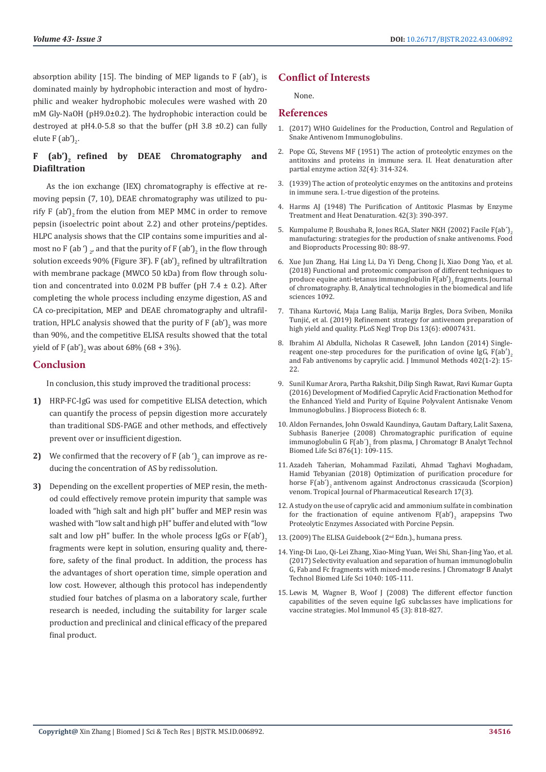absorption ability [15]. The binding of MEP ligands to F (ab')$_2$ is dominated mainly by hydrophobic interaction and most of hydrophilic and weaker hydrophobic molecules were washed with 20 mM Gly-NaOH (pH9.0±0.2). The hydrophobic interaction could be destroyed at pH4.0-5.8 so that the buffer (pH 3.8 ±0.2) can fully elute F (ab')$_2$.

## F (ab')$_2$ refined by DEAE Chromatography and Diafiltration

As the ion exchange (IEX) chromatography is effective at removing pepsin (7, 10), DEAE chromatography was utilized to purify F (ab')$_2$ from the elution from MEP MMC in order to remove pepsin (isoelectric point about 2.2) and other proteins/peptides. HLPC analysis shows that the CIP contains some impurities and almost no F (ab ')$_2$, and that the purity of F (ab')$_2$ in the flow through solution exceeds 90% (Figure 3F). F (ab')$_2$ refined by ultrafiltration with membrane package (MWCO 50 kDa) from flow through solution and concentrated into 0.02M PB buffer (pH 7.4 ± 0.2). After completing the whole process including enzyme digestion, AS and CA co-precipitation, MEP and DEAE chromatography and ultrafiltration, HPLC analysis showed that the purity of F (ab')$_2$ was more than 90%, and the competitive ELISA results showed that the total yield of F (ab')$_2$ was about 68% (68 + 3%).

## Conclusion

In conclusion, this study improved the traditional process:

1) HRP-FC-IgG was used for competitive ELISA detection, which can quantify the process of pepsin digestion more accurately than traditional SDS-PAGE and other methods, and effectively prevent over or insufficient digestion.

2) We confirmed that the recovery of F (ab ')$_2$ can improve as reducing the concentration of AS by redissolution.

3) Depending on the excellent properties of MEP resin, the method could effectively remove protein impurity that sample was loaded with "high salt and high pH" buffer and MEP resin was washed with "low salt and high pH" buffer and eluted with "low salt and low pH" buffer. In the whole process IgGs or F(ab')$_2$ fragments were kept in solution, ensuring quality and, therefore, safety of the final product. In addition, the process has the advantages of short operation time, simple operation and low cost. However, although this protocol has independently studied four batches of plasma on a laboratory scale, further research is needed, including the suitability for larger scale production and preclinical and clinical efficacy of the prepared final product.

## Conflict of Interests

None.

## References

1. (2017) WHO Guidelines for the Production, Control and Regulation of Snake Antivenom Immunoglobulins.
2. Pope CG, Stevens MF (1951) The action of proteolytic enzymes on the antitoxins and proteins in immune sera. II. Heat denaturation after partial enzyme action 32(4): 314-324.
3. (1939) The action of proteolytic enzymes on the antitoxins and proteins in immune sera. I.-true digestion of the proteins.
4. Harms AJ (1948) The Purification of Antitoxic Plasmas by Enzyme Treatment and Heat Denaturation. 42(3): 390-397.
5. Kumpalume P, Boushaba R, Jones RGA, Slater NKH (2002) Facile F(ab´)$_2$ manufacturing: strategies for the production of snake antivenoms. Food and Bioproducts Processing 80: 88-97.
6. Xue Jun Zhang, Hai Ling Li, Da Yi Deng, Chong Ji, Xiao Dong Yao, et al. (2018) Functional and proteomic comparison of different techniques to produce equine anti-tetanus immunoglobulin F(ab')$_2$ fragments. Journal of chromatography. B, Analytical technologies in the biomedical and life sciences 1092.
7. Tihana Kurtović, Maja Lang Balija, Marija Brgles, Dora Sviben, Monika Tunjić, et al. (2019) Refinement strategy for antivenom preparation of high yield and quality. PLoS Negl Trop Dis 13(6): e0007431.
8. Ibrahim Al Abdulla, Nicholas R Casewell, John Landon (2014) Single-reagent one-step procedures for the purification of ovine IgG, F(ab')$_2$ and Fab antivenoms by caprylic acid. J Immunol Methods 402(1-2): 15-22.
9. Sunil Kumar Arora, Partha Rakshit, Dilip Singh Rawat, Ravi Kumar Gupta (2016) Development of Modified Caprylic Acid Fractionation Method for the Enhanced Yield and Purity of Equine Polyvalent Antisnake Venom Immunoglobulins. J Bioprocess Biotech 6: 8.
10. Aldon Fernandes, John Oswald Kaundinya, Gautam Daftary, Lalit Saxena, Subhasis Banerjee (2008) Chromatographic purification of equine immunoglobulin G F(ab´)$_2$ from plasma, J Chromatogr B Analyt Technol Biomed Life Sci 876(1): 109-115.
11. Azadeh Taherian, Mohammad Fazilati, Ahmad Taghavi Moghadam, Hamid Tebyanian (2018) Optimization of purification procedure for horse F(ab´)$_2$ antivenom against Androctonus crassicauda (Scorpion) venom. Tropical Journal of Pharmaceutical Research 17(3).
12. A study on the use of caprylic acid and ammonium sulfate in combination for the fractionation of equine antivenom F(ab')$_2$ arapepsins Two Proteolytic Enzymes Associated with Porcine Pepsin.
13. (2009) The ELISA Guidebook (2nd Edn.)., humana press.
14. Ying-Di Luo, Qi-Lei Zhang, Xiao-Ming Yuan, Wei Shi, Shan-Jing Yao, et al. (2017) Selectivity evaluation and separation of human immunoglobulin G, Fab and Fc fragments with mixed-mode resins. J Chromatogr B Analyt Technol Biomed Life Sci 1040: 105-111.
15. Lewis M, Wagner B, Woof J (2008) The different effector function capabilities of the seven equine IgG subclasses have implications for vaccine strategies. Mol Immunol 45 (3): 818-827.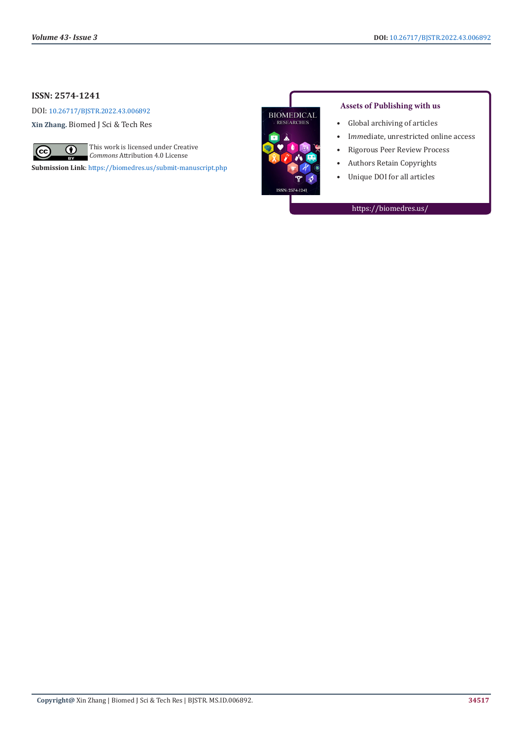**ISSN: 2574-1241**

DOI: 10.26717/BJSTR.2022.43.006892

**Xin Zhang.** Biomed J Sci & Tech Res

This work is licensed under Creative *Commons* Attribution 4.0 License

**Submission Link**: https://biomedres.us/submit-manuscript.php

### Assets of Publishing with us

- Global archiving of articles
- Immediate, unrestricted online access
- Rigorous Peer Review Process
- Authors Retain Copyrights
- Unique DOI for all articles

https://biomedres.us/